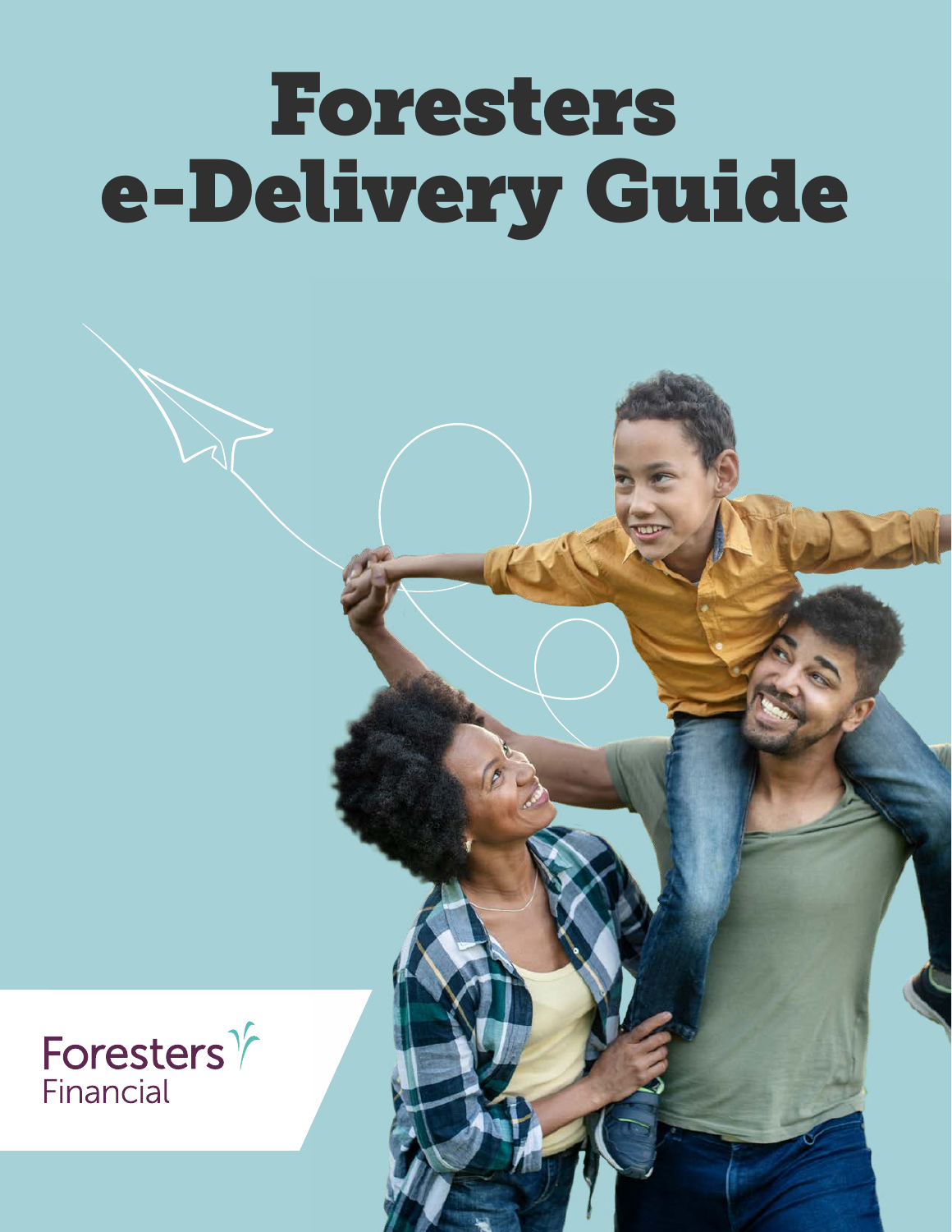# Foresters e-Delivery Guide

Foresters Financial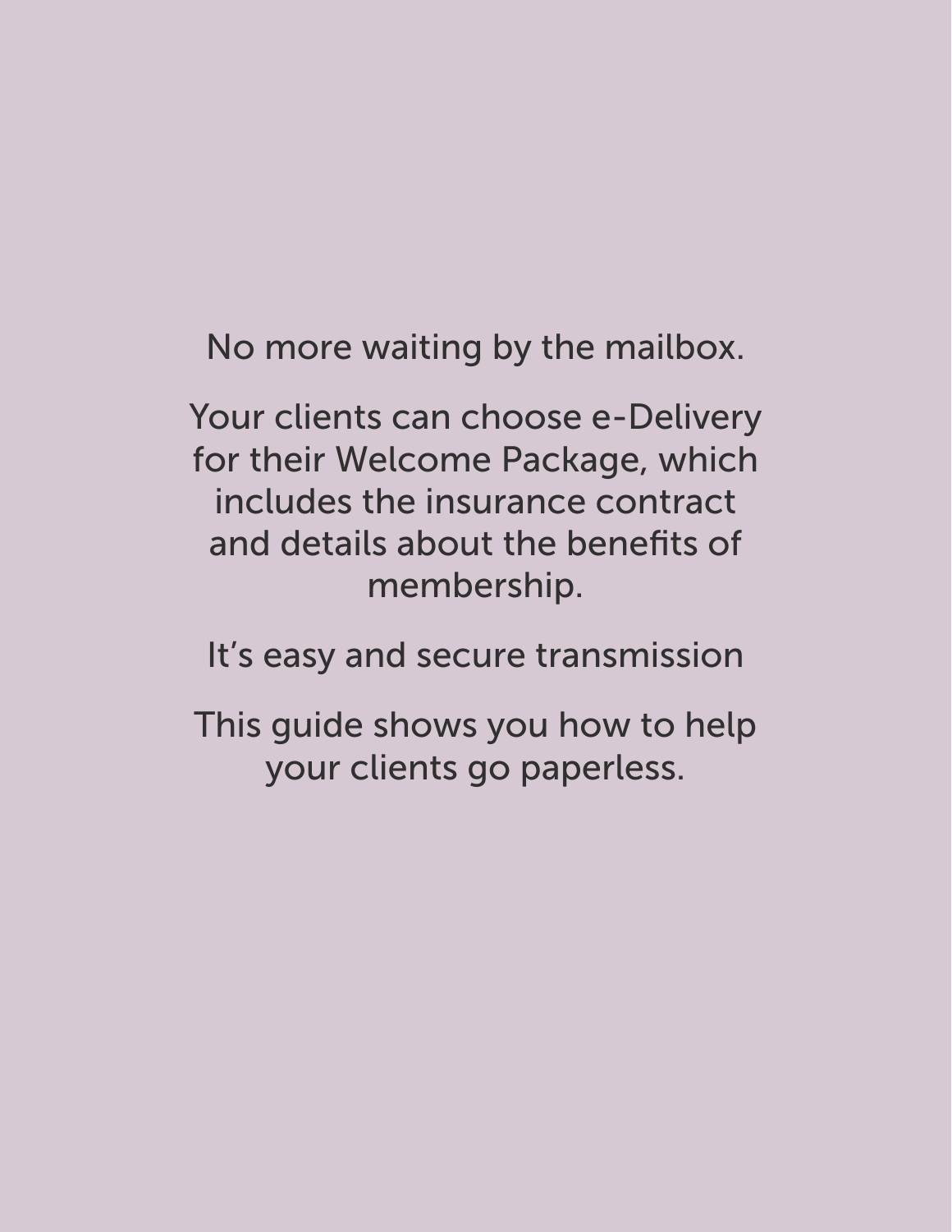No more waiting by the mailbox.

Your clients can choose e-Delivery for their Welcome Package, which includes the insurance contract and details about the benefits of membership.

It's easy and secure transmission

This guide shows you how to help your clients go paperless.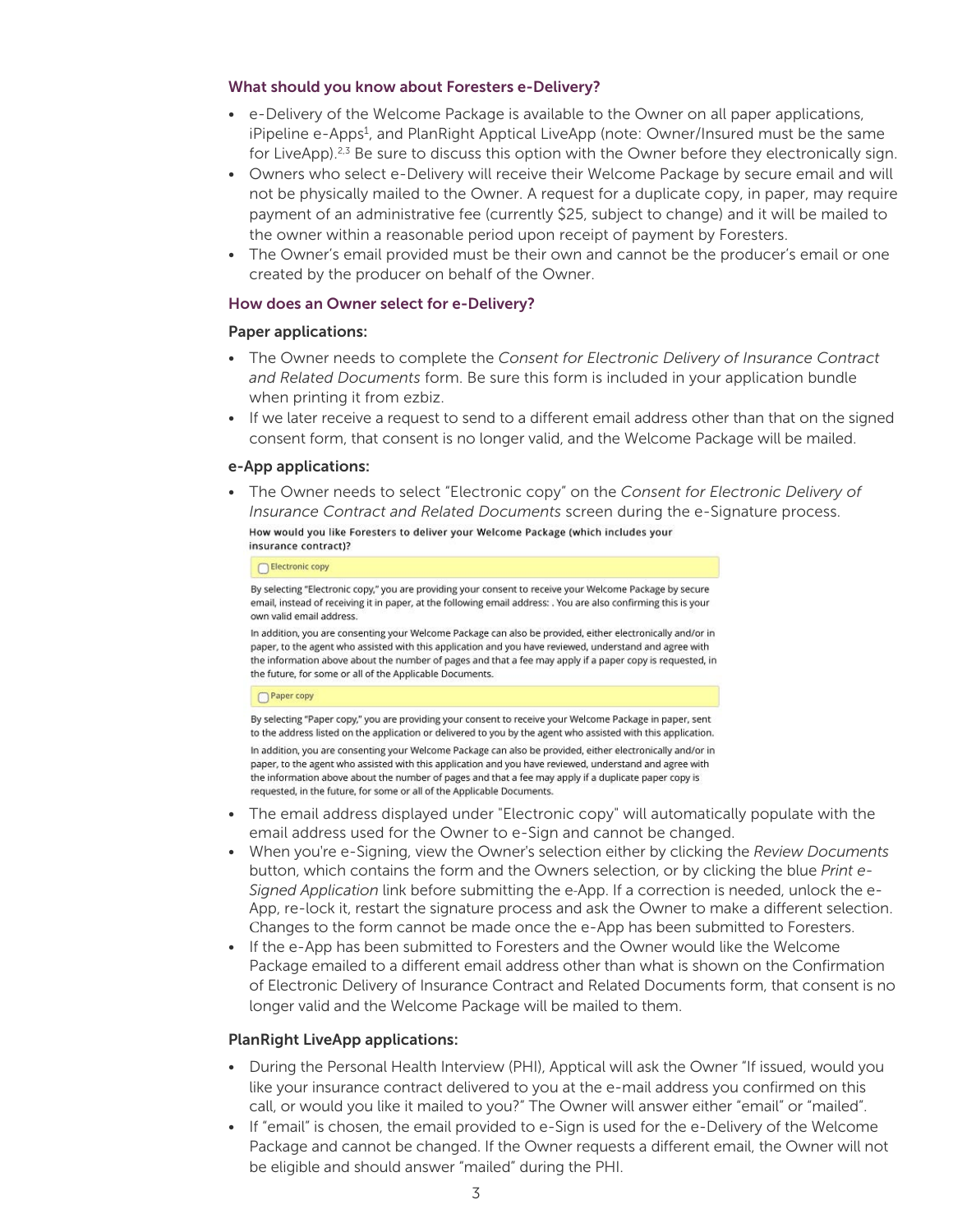### What should you know about Foresters e-Delivery?

- e-Delivery of the Welcome Package is available to the Owner on all paper applications, iPipeline e-Apps[1], and PlanRight Apptical LiveApp (note: Owner/Insured must be the same for LiveApp).[2,3] Be sure to discuss this option with the Owner before they electronically sign.
- Owners who select e-Delivery will receive their Welcome Package by secure email and will not be physically mailed to the Owner. A request for a duplicate copy, in paper, may require payment of an administrative fee (currently $25, subject to change) and it will be mailed to the owner within a reasonable period upon receipt of payment by Foresters.
- The Owner's email provided must be their own and cannot be the producer's email or one created by the producer on behalf of the Owner.

### How does an Owner select for e-Delivery?

**Paper applications:**

- The Owner needs to complete the *Consent for Electronic Delivery of Insurance Contract and Related Documents* form. Be sure this form is included in your application bundle when printing it from ezbiz.
- If we later receive a request to send to a different email address other than that on the signed consent form, that consent is no longer valid, and the Welcome Package will be mailed.

**e-App applications:**

- The Owner needs to select "Electronic copy" on the *Consent for Electronic Delivery of Insurance Contract and Related Documents* screen during the e-Signature process.

**How would you like Foresters to deliver your Welcome Package (which includes your insurance contract)?**

☐ Electronic copy

By selecting "Electronic copy," you are providing your consent to receive your Welcome Package by secure email, instead of receiving it in paper, at the following email address: . You are also confirming this is your own valid email address.

In addition, you are consenting your Welcome Package can also be provided, either electronically and/or in paper, to the agent who assisted with this application and you have reviewed, understand and agree with the information above about the number of pages and that a fee may apply if a paper copy is requested, in the future, for some or all of the Applicable Documents.

☐ Paper copy

By selecting "Paper copy," you are providing your consent to receive your Welcome Package in paper, sent to the address listed on the application or delivered to you by the agent who assisted with this application.

In addition, you are consenting your Welcome Package can also be provided, either electronically and/or in paper, to the agent who assisted with this application and you have reviewed, understand and agree with the information above about the number of pages and that a fee may apply if a duplicate paper copy is requested, in the future, for some or all of the Applicable Documents.

- The email address displayed under "Electronic copy" will automatically populate with the email address used for the Owner to e-Sign and cannot be changed.
- When you're e-Signing, view the Owner's selection either by clicking the *Review Documents* button, which contains the form and the Owners selection, or by clicking the blue *Print e-Signed Application* link before submitting the e-App. If a correction is needed, unlock the e-App, re-lock it, restart the signature process and ask the Owner to make a different selection. Changes to the form cannot be made once the e-App has been submitted to Foresters.
- If the e-App has been submitted to Foresters and the Owner would like the Welcome Package emailed to a different email address other than what is shown on the Confirmation of Electronic Delivery of Insurance Contract and Related Documents form, that consent is no longer valid and the Welcome Package will be mailed to them.

**PlanRight LiveApp applications:**

- During the Personal Health Interview (PHI), Apptical will ask the Owner "If issued, would you like your insurance contract delivered to you at the e-mail address you confirmed on this call, or would you like it mailed to you?" The Owner will answer either "email" or "mailed".
- If "email" is chosen, the email provided to e-Sign is used for the e-Delivery of the Welcome Package and cannot be changed. If the Owner requests a different email, the Owner will not be eligible and should answer "mailed" during the PHI.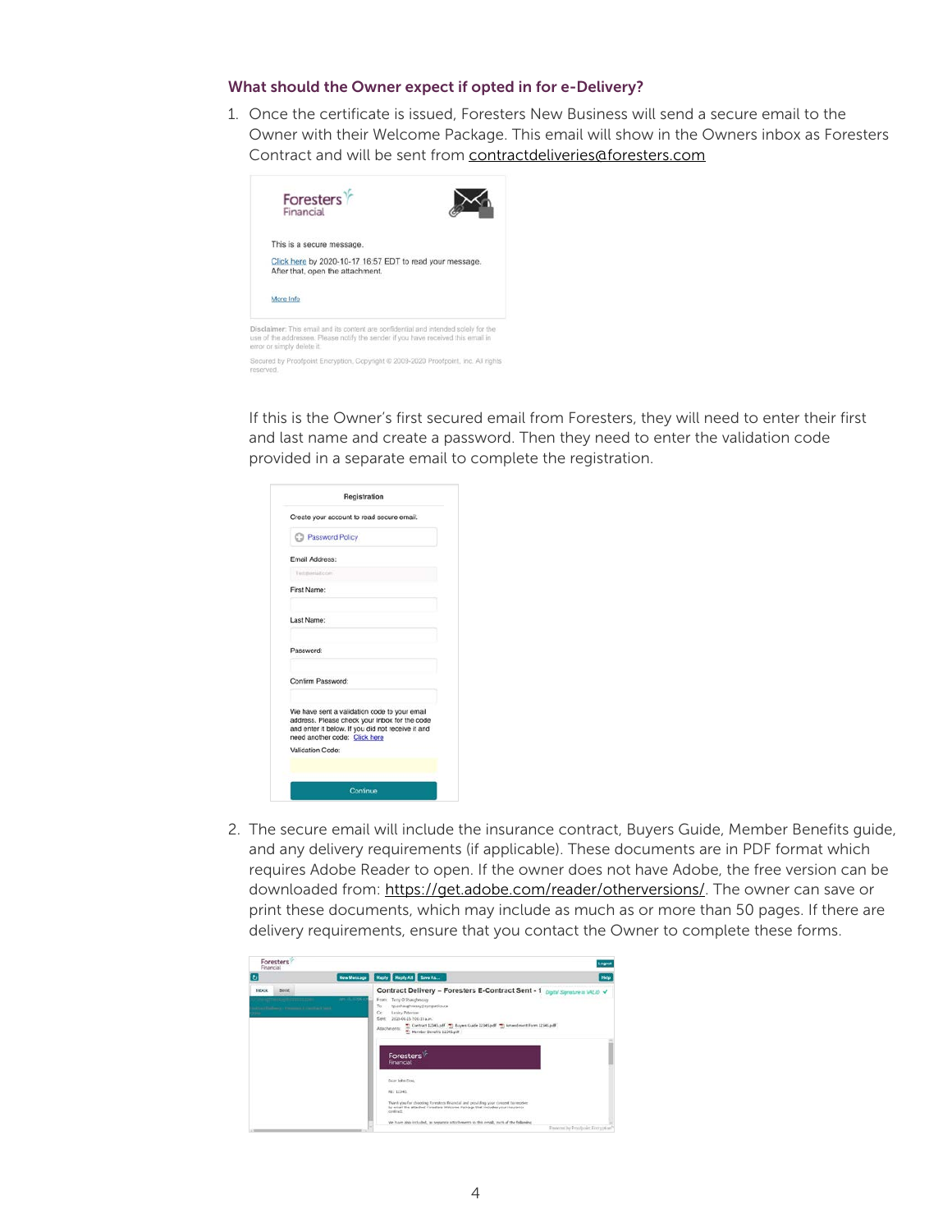### What should the Owner expect if opted in for e-Delivery?

1. Once the certificate is issued, Foresters New Business will send a secure email to the Owner with their Welcome Package. This email will show in the Owners inbox as Foresters Contract and will be sent from contractdeliveries@foresters.com

   If this is the Owner's first secured email from Foresters, they will need to enter their first and last name and create a password. Then they need to enter the validation code provided in a separate email to complete the registration.

2. The secure email will include the insurance contract, Buyers Guide, Member Benefits guide, and any delivery requirements (if applicable). These documents are in PDF format which requires Adobe Reader to open. If the owner does not have Adobe, the free version can be downloaded from: https://get.adobe.com/reader/otherversions/. The owner can save or print these documents, which may include as much as or more than 50 pages. If there are delivery requirements, ensure that you contact the Owner to complete these forms.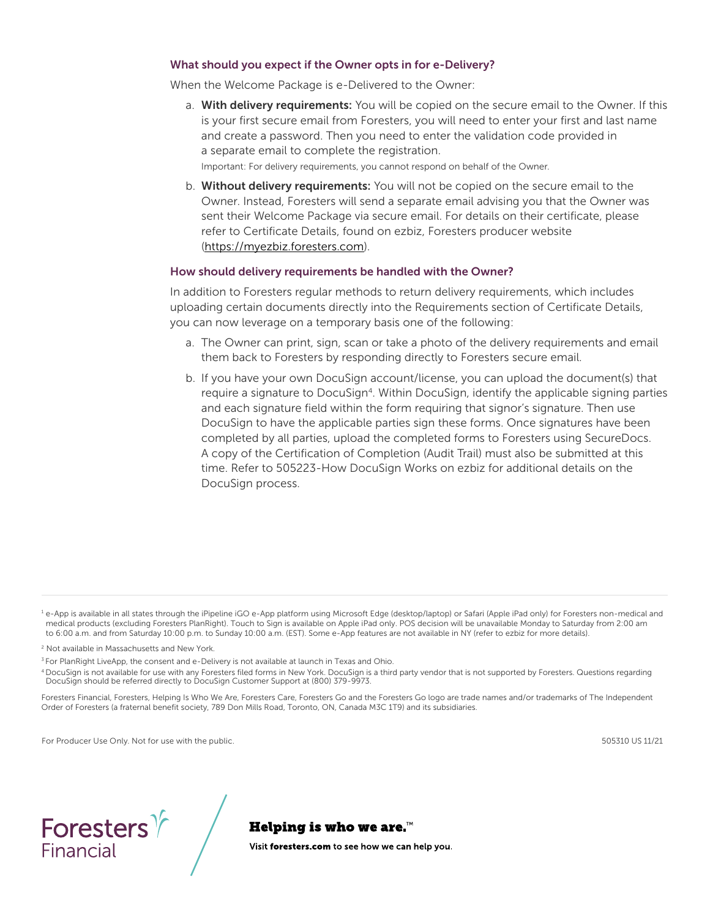### What should you expect if the Owner opts in for e-Delivery?

When the Welcome Package is e-Delivered to the Owner:

a. **With delivery requirements:** You will be copied on the secure email to the Owner. If this is your first secure email from Foresters, you will need to enter your first and last name and create a password. Then you need to enter the validation code provided in a separate email to complete the registration.

   Important: For delivery requirements, you cannot respond on behalf of the Owner.

b. **Without delivery requirements:** You will not be copied on the secure email to the Owner. Instead, Foresters will send a separate email advising you that the Owner was sent their Welcome Package via secure email. For details on their certificate, please refer to Certificate Details, found on ezbiz, Foresters producer website (https://myezbiz.foresters.com).

### How should delivery requirements be handled with the Owner?

In addition to Foresters regular methods to return delivery requirements, which includes uploading certain documents directly into the Requirements section of Certificate Details, you can now leverage on a temporary basis one of the following:

a. The Owner can print, sign, scan or take a photo of the delivery requirements and email them back to Foresters by responding directly to Foresters secure email.

b. If you have your own DocuSign account/license, you can upload the document(s) that require a signature to DocuSign[4]. Within DocuSign, identify the applicable signing parties and each signature field within the form requiring that signor's signature. Then use DocuSign to have the applicable parties sign these forms. Once signatures have been completed by all parties, upload the completed forms to Foresters using SecureDocs. A copy of the Certification of Completion (Audit Trail) must also be submitted at this time. Refer to 505223-How DocuSign Works on ezbiz for additional details on the DocuSign process.

---

[1] e-App is available in all states through the iPipeline iGO e-App platform using Microsoft Edge (desktop/laptop) or Safari (Apple iPad only) for Foresters non-medical and medical products (excluding Foresters PlanRight). Touch to Sign is available on Apple iPad only. POS decision will be unavailable Monday to Saturday from 2:00 am to 6:00 a.m. and from Saturday 10:00 p.m. to Sunday 10:00 a.m. (EST). Some e-App features are not available in NY (refer to ezbiz for more details).

[2] Not available in Massachusetts and New York.

[3] For PlanRight LiveApp, the consent and e-Delivery is not available at launch in Texas and Ohio.

[4] DocuSign is not available for use with any Foresters filed forms in New York. DocuSign is a third party vendor that is not supported by Foresters. Questions regarding DocuSign should be referred directly to DocuSign Customer Support at (800) 379-9973.

Foresters Financial, Foresters, Helping Is Who We Are, Foresters Care, Foresters Go and the Foresters Go logo are trade names and/or trademarks of The Independent Order of Foresters (a fraternal benefit society, 789 Don Mills Road, Toronto, ON, Canada M3C 1T9) and its subsidiaries.

For Producer Use Only. Not for use with the public.

505310 US 11/21

Foresters Financial

**Helping is who we are.™**

Visit **foresters.com** to see how we can help you.